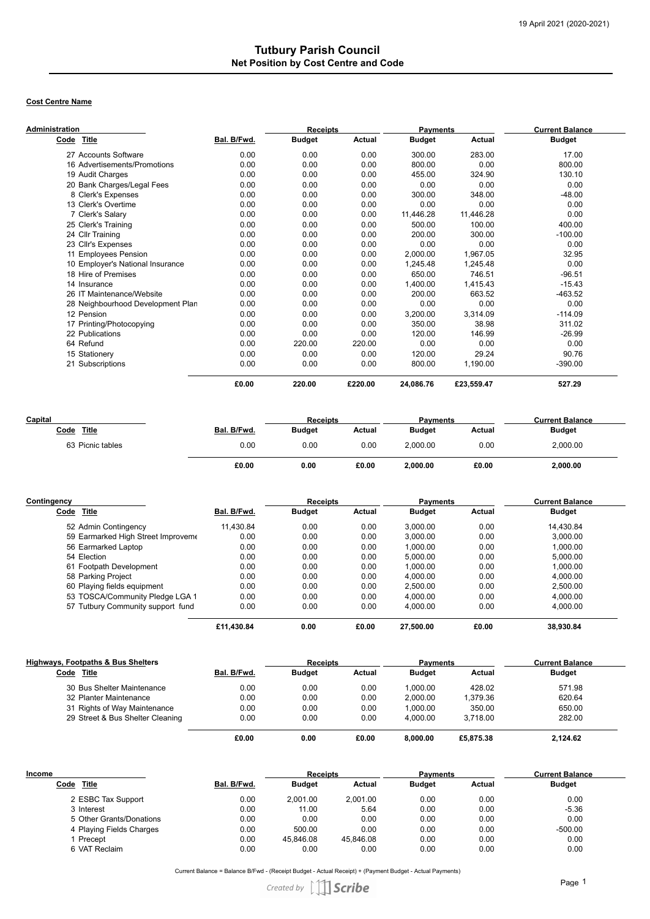19 April 2021 (2020-2021)

# Tutbury Parish Council

## Net Position by Cost Centre and Code

**Cost Centre Name**

**Administration**

| Code | Title | Bal. B/Fwd. | Receipts Budget | Receipts Actual | Payments Budget | Payments Actual | Current Balance Budget |
|---|---|---|---|---|---|---|---|
| 27 | Accounts Software | 0.00 | 0.00 | 0.00 | 300.00 | 283.00 | 17.00 |
| 16 | Advertisements/Promotions | 0.00 | 0.00 | 0.00 | 800.00 | 0.00 | 800.00 |
| 19 | Audit Charges | 0.00 | 0.00 | 0.00 | 455.00 | 324.90 | 130.10 |
| 20 | Bank Charges/Legal Fees | 0.00 | 0.00 | 0.00 | 0.00 | 0.00 | 0.00 |
| 8 | Clerk's Expenses | 0.00 | 0.00 | 0.00 | 300.00 | 348.00 | -48.00 |
| 13 | Clerk's Overtime | 0.00 | 0.00 | 0.00 | 0.00 | 0.00 | 0.00 |
| 7 | Clerk's Salary | 0.00 | 0.00 | 0.00 | 11,446.28 | 11,446.28 | 0.00 |
| 25 | Clerk's Training | 0.00 | 0.00 | 0.00 | 500.00 | 100.00 | 400.00 |
| 24 | Cllr Training | 0.00 | 0.00 | 0.00 | 200.00 | 300.00 | -100.00 |
| 23 | Cllr's Expenses | 0.00 | 0.00 | 0.00 | 0.00 | 0.00 | 0.00 |
| 11 | Employees Pension | 0.00 | 0.00 | 0.00 | 2,000.00 | 1,967.05 | 32.95 |
| 10 | Employer's National Insurance | 0.00 | 0.00 | 0.00 | 1,245.48 | 1,245.48 | 0.00 |
| 18 | Hire of Premises | 0.00 | 0.00 | 0.00 | 650.00 | 746.51 | -96.51 |
| 14 | Insurance | 0.00 | 0.00 | 0.00 | 1,400.00 | 1,415.43 | -15.43 |
| 26 | IT Maintenance/Website | 0.00 | 0.00 | 0.00 | 200.00 | 663.52 | -463.52 |
| 28 | Neighbourhood Development Plan | 0.00 | 0.00 | 0.00 | 0.00 | 0.00 | 0.00 |
| 12 | Pension | 0.00 | 0.00 | 0.00 | 3,200.00 | 3,314.09 | -114.09 |
| 17 | Printing/Photocopying | 0.00 | 0.00 | 0.00 | 350.00 | 38.98 | 311.02 |
| 22 | Publications | 0.00 | 0.00 | 0.00 | 120.00 | 146.99 | -26.99 |
| 64 | Refund | 0.00 | 220.00 | 220.00 | 0.00 | 0.00 | 0.00 |
| 15 | Stationery | 0.00 | 0.00 | 0.00 | 120.00 | 29.24 | 90.76 |
| 21 | Subscriptions | 0.00 | 0.00 | 0.00 | 800.00 | 1,190.00 | -390.00 |
| | | **£0.00** | **220.00** | **£220.00** | **24,086.76** | **£23,559.47** | **527.29** |

**Capital**

| Code | Title | Bal. B/Fwd. | Receipts Budget | Receipts Actual | Payments Budget | Payments Actual | Current Balance Budget |
|---|---|---|---|---|---|---|---|
| 63 | Picnic tables | 0.00 | 0.00 | 0.00 | 2,000.00 | 0.00 | 2,000.00 |
| | | **£0.00** | **0.00** | **£0.00** | **2,000.00** | **£0.00** | **2,000.00** |

**Contingency**

| Code | Title | Bal. B/Fwd. | Receipts Budget | Receipts Actual | Payments Budget | Payments Actual | Current Balance Budget |
|---|---|---|---|---|---|---|---|
| 52 | Admin Contingency | 11,430.84 | 0.00 | 0.00 | 3,000.00 | 0.00 | 14,430.84 |
| 59 | Earmarked High Street Improveme | 0.00 | 0.00 | 0.00 | 3,000.00 | 0.00 | 3,000.00 |
| 56 | Earmarked Laptop | 0.00 | 0.00 | 0.00 | 1,000.00 | 0.00 | 1,000.00 |
| 54 | Election | 0.00 | 0.00 | 0.00 | 5,000.00 | 0.00 | 5,000.00 |
| 61 | Footpath Development | 0.00 | 0.00 | 0.00 | 1,000.00 | 0.00 | 1,000.00 |
| 58 | Parking Project | 0.00 | 0.00 | 0.00 | 4,000.00 | 0.00 | 4,000.00 |
| 60 | Playing fields equipment | 0.00 | 0.00 | 0.00 | 2,500.00 | 0.00 | 2,500.00 |
| 53 | TOSCA/Community Pledge LGA 1 | 0.00 | 0.00 | 0.00 | 4,000.00 | 0.00 | 4,000.00 |
| 57 | Tutbury Community support fund | 0.00 | 0.00 | 0.00 | 4,000.00 | 0.00 | 4,000.00 |
| | | **£11,430.84** | **0.00** | **£0.00** | **27,500.00** | **£0.00** | **38,930.84** |

**Highways, Footpaths & Bus Shelters**

| Code | Title | Bal. B/Fwd. | Receipts Budget | Receipts Actual | Payments Budget | Payments Actual | Current Balance Budget |
|---|---|---|---|---|---|---|---|
| 30 | Bus Shelter Maintenance | 0.00 | 0.00 | 0.00 | 1,000.00 | 428.02 | 571.98 |
| 32 | Planter Maintenance | 0.00 | 0.00 | 0.00 | 2,000.00 | 1,379.36 | 620.64 |
| 31 | Rights of Way Maintenance | 0.00 | 0.00 | 0.00 | 1,000.00 | 350.00 | 650.00 |
| 29 | Street & Bus Shelter Cleaning | 0.00 | 0.00 | 0.00 | 4,000.00 | 3,718.00 | 282.00 |
| | | **£0.00** | **0.00** | **£0.00** | **8,000.00** | **£5,875.38** | **2,124.62** |

**Income**

| Code | Title | Bal. B/Fwd. | Receipts Budget | Receipts Actual | Payments Budget | Payments Actual | Current Balance Budget |
|---|---|---|---|---|---|---|---|
| 2 | ESBC Tax Support | 0.00 | 2,001.00 | 2,001.00 | 0.00 | 0.00 | 0.00 |
| 3 | Interest | 0.00 | 11.00 | 5.64 | 0.00 | 0.00 | -5.36 |
| 5 | Other Grants/Donations | 0.00 | 0.00 | 0.00 | 0.00 | 0.00 | 0.00 |
| 4 | Playing Fields Charges | 0.00 | 500.00 | 0.00 | 0.00 | 0.00 | -500.00 |
| 1 | Precept | 0.00 | 45,846.08 | 45,846.08 | 0.00 | 0.00 | 0.00 |
| 6 | VAT Reclaim | 0.00 | 0.00 | 0.00 | 0.00 | 0.00 | 0.00 |

Current Balance = Balance B/Fwd - (Receipt Budget - Actual Receipt) + (Payment Budget - Actual Payments)

*Created by Scribe*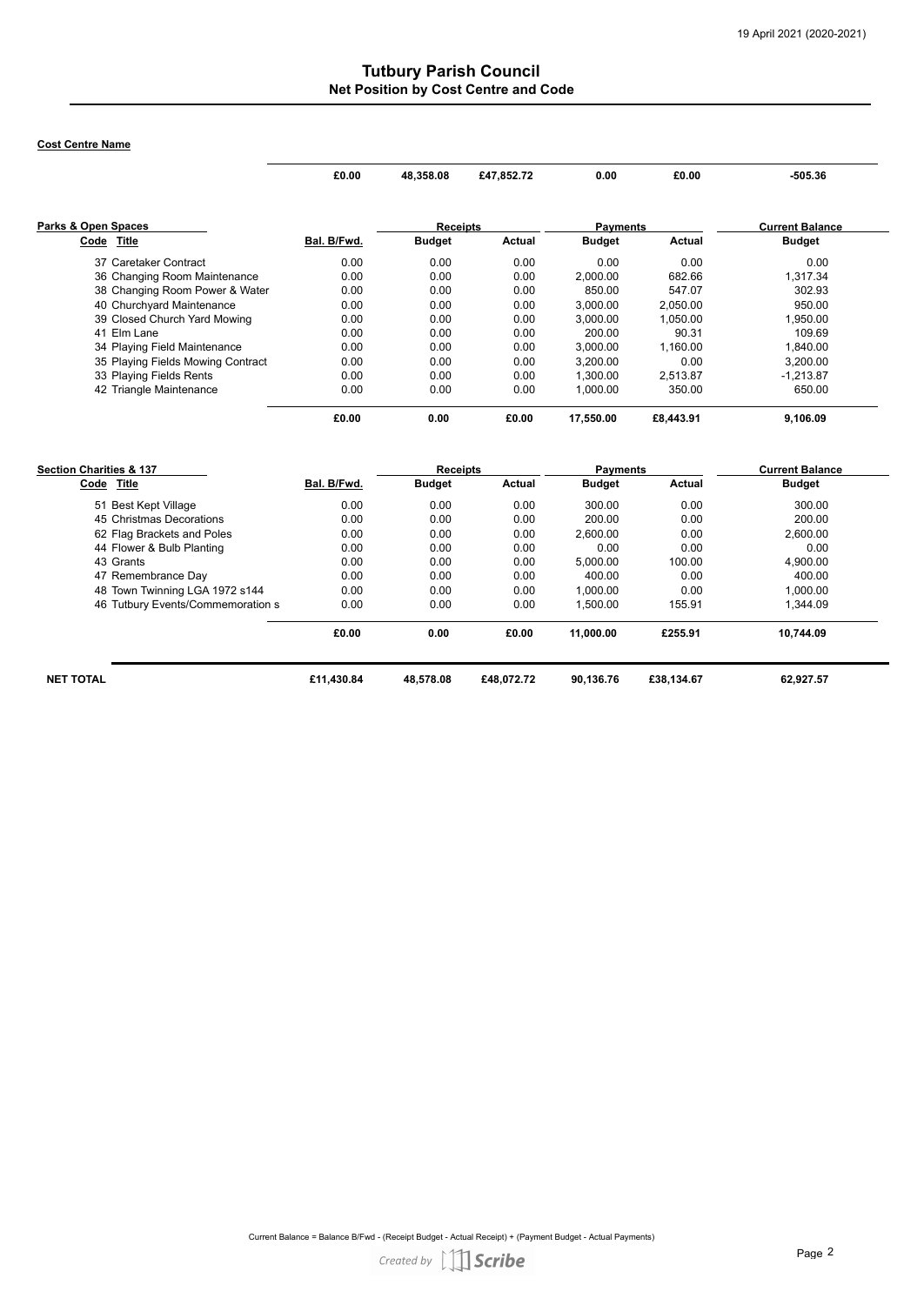# Tutbury Parish Council

## Net Position by Cost Centre and Code

**Cost Centre Name**

| | Bal. B/Fwd. | Receipts Budget | Receipts Actual | Payments Budget | Payments Actual | Current Balance Budget |
|---|---|---|---|---|---|---|
| | £0.00 | 48,358.08 | £47,852.72 | 0.00 | £0.00 | -505.36 |

**Parks & Open Spaces**

| Code | Title | Bal. B/Fwd. | Receipts Budget | Receipts Actual | Payments Budget | Payments Actual | Current Balance Budget |
|---|---|---|---|---|---|---|---|
| 37 | Caretaker Contract | 0.00 | 0.00 | 0.00 | 0.00 | 0.00 | 0.00 |
| 36 | Changing Room Maintenance | 0.00 | 0.00 | 0.00 | 2,000.00 | 682.66 | 1,317.34 |
| 38 | Changing Room Power & Water | 0.00 | 0.00 | 0.00 | 850.00 | 547.07 | 302.93 |
| 40 | Churchyard Maintenance | 0.00 | 0.00 | 0.00 | 3,000.00 | 2,050.00 | 950.00 |
| 39 | Closed Church Yard Mowing | 0.00 | 0.00 | 0.00 | 3,000.00 | 1,050.00 | 1,950.00 |
| 41 | Elm Lane | 0.00 | 0.00 | 0.00 | 200.00 | 90.31 | 109.69 |
| 34 | Playing Field Maintenance | 0.00 | 0.00 | 0.00 | 3,000.00 | 1,160.00 | 1,840.00 |
| 35 | Playing Fields Mowing Contract | 0.00 | 0.00 | 0.00 | 3,200.00 | 0.00 | 3,200.00 |
| 33 | Playing Fields Rents | 0.00 | 0.00 | 0.00 | 1,300.00 | 2,513.87 | -1,213.87 |
| 42 | Triangle Maintenance | 0.00 | 0.00 | 0.00 | 1,000.00 | 350.00 | 650.00 |
| | | £0.00 | 0.00 | £0.00 | 17,550.00 | £8,443.91 | 9,106.09 |

**Section Charities & 137**

| Code | Title | Bal. B/Fwd. | Receipts Budget | Receipts Actual | Payments Budget | Payments Actual | Current Balance Budget |
|---|---|---|---|---|---|---|---|
| 51 | Best Kept Village | 0.00 | 0.00 | 0.00 | 300.00 | 0.00 | 300.00 |
| 45 | Christmas Decorations | 0.00 | 0.00 | 0.00 | 200.00 | 0.00 | 200.00 |
| 62 | Flag Brackets and Poles | 0.00 | 0.00 | 0.00 | 2,600.00 | 0.00 | 2,600.00 |
| 44 | Flower & Bulb Planting | 0.00 | 0.00 | 0.00 | 0.00 | 0.00 | 0.00 |
| 43 | Grants | 0.00 | 0.00 | 0.00 | 5,000.00 | 100.00 | 4,900.00 |
| 47 | Remembrance Day | 0.00 | 0.00 | 0.00 | 400.00 | 0.00 | 400.00 |
| 48 | Town Twinning LGA 1972 s144 | 0.00 | 0.00 | 0.00 | 1,000.00 | 0.00 | 1,000.00 |
| 46 | Tutbury Events/Commemoration s | 0.00 | 0.00 | 0.00 | 1,500.00 | 155.91 | 1,344.09 |
| | | £0.00 | 0.00 | £0.00 | 11,000.00 | £255.91 | 10,744.09 |

| | Bal. B/Fwd. | Receipts Budget | Receipts Actual | Payments Budget | Payments Actual | Current Balance Budget |
|---|---|---|---|---|---|---|
| **NET TOTAL** | £11,430.84 | 48,578.08 | £48,072.72 | 90,136.76 | £38,134.67 | 62,927.57 |

Current Balance = Balance B/Fwd - (Receipt Budget - Actual Receipt) + (Payment Budget - Actual Payments)